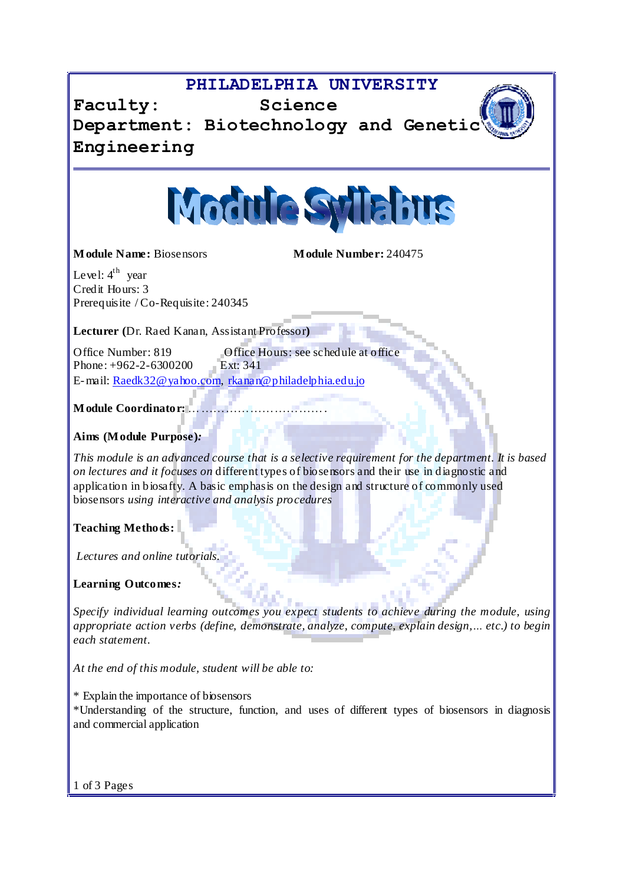# PHILADELPHIA UNIVERSITY

**Faculty: Science**

**Department: Biotechnology and Genetic Engineering**

## Module Syllabus

**Module Name:** Biosensors **Module Number:** 240475

Level: 4th year
Credit Hours: 3
Prerequisite / Co-Requisite: 240345

**Lecturer (**Dr. Raed Kanan, Assistant Professor**)**

Office Number: 819 Office Hours: see schedule at office
Phone: +962-2-6300200 Ext: 341
E-mail: Raedk32@yahoo.com, rkanan@philadelphia.edu.jo

**Module Coordinator:** ……………………………….

**Aims (Module Purpose)*:***

*This module is an advanced course that is a selective requirement for the department. It is based on lectures and it focuses on* different types of biosensors and their use in diagnostic and application in biosafty. A basic emphasis on the design and structure of commonly used biosensors *using interactive and analysis procedures*

**Teaching Methods:**

*Lectures and online tutorials.*

**Learning Outcomes*:***

*Specify individual learning outcomes you expect students to achieve during the module, using appropriate action verbs (define, demonstrate, analyze, compute, explain design,... etc.) to begin each statement.*

*At the end of this module, student will be able to:*

* Explain the importance of biosensors
*Understanding of the structure, function, and uses of different types of biosensors in diagnosis and commercial application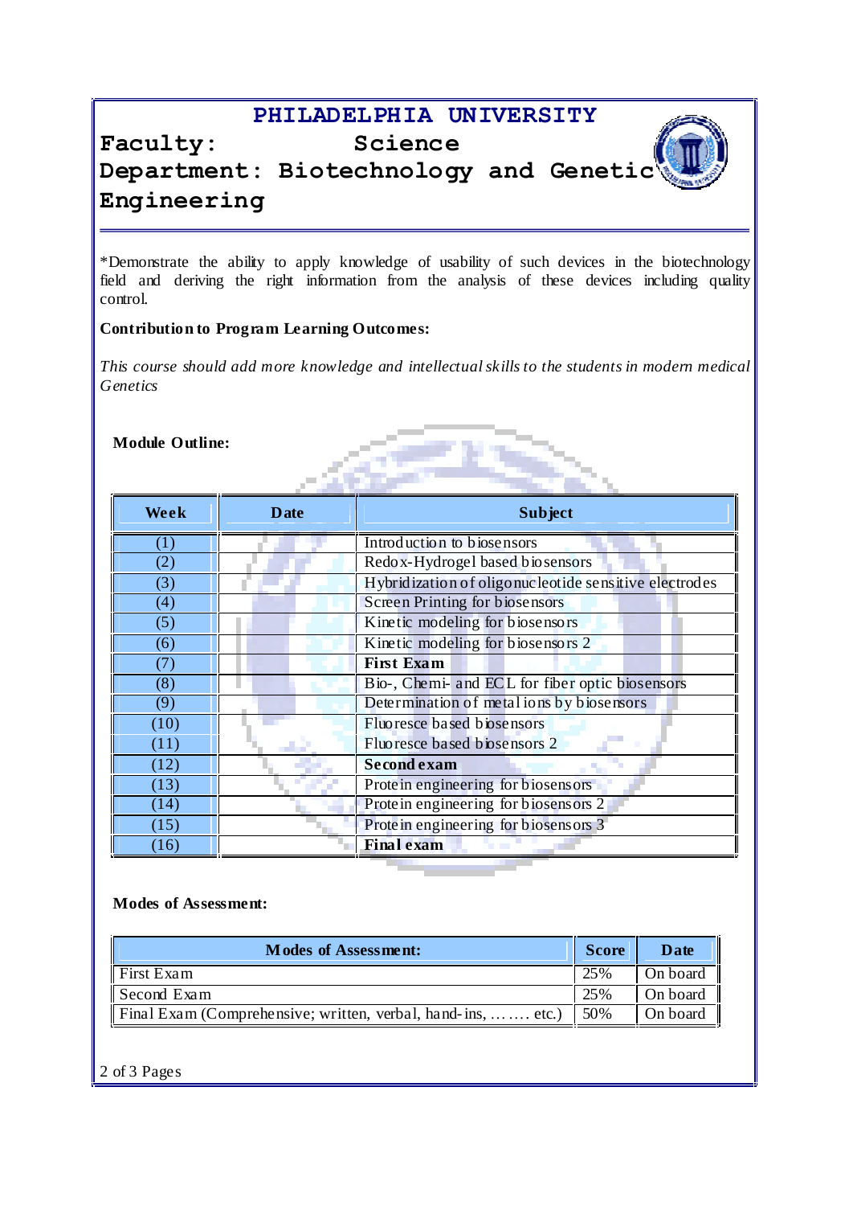# PHILADELPHIA UNIVERSITY

**Faculty: Science**

**Department: Biotechnology and Genetic Engineering**

*Demonstrate the ability to apply knowledge of usability of such devices in the biotechnology field and deriving the right information from the analysis of these devices including quality control.

**Contribution to Program Learning Outcomes:**

*This course should add more knowledge and intellectual skills to the students in modern medical Genetics*

**Module Outline:**

| Week | Date | Subject |
|---|---|---|
| (1) | | Introduction to biosensors |
| (2) | | Redox-Hydrogel based biosensors |
| (3) | | Hybridization of oligonucleotide sensitive electrodes |
| (4) | | Screen Printing for biosensors |
| (5) | | Kinetic modeling for biosensors |
| (6) | | Kinetic modeling for biosensors 2 |
| (7) | | **First Exam** |
| (8) | | Bio-, Chemi- and ECL for fiber optic biosensors |
| (9) | | Determination of metal ions by biosensors |
| (10) | | Fluoresce based biosensors |
| (11) | | Fluoresce based biosensors 2 |
| (12) | | **Second exam** |
| (13) | | Protein engineering for biosensors |
| (14) | | Protein engineering for biosensors 2 |
| (15) | | Protein engineering for biosensors 3 |
| (16) | | **Final exam** |

**Modes of Assessment:**

| Modes of Assessment: | Score | Date |
|---|---|---|
| First Exam | 25% | On board |
| Second Exam | 25% | On board |
| Final Exam (Comprehensive; written, verbal, hand-ins, ……. etc.) | 50% | On board |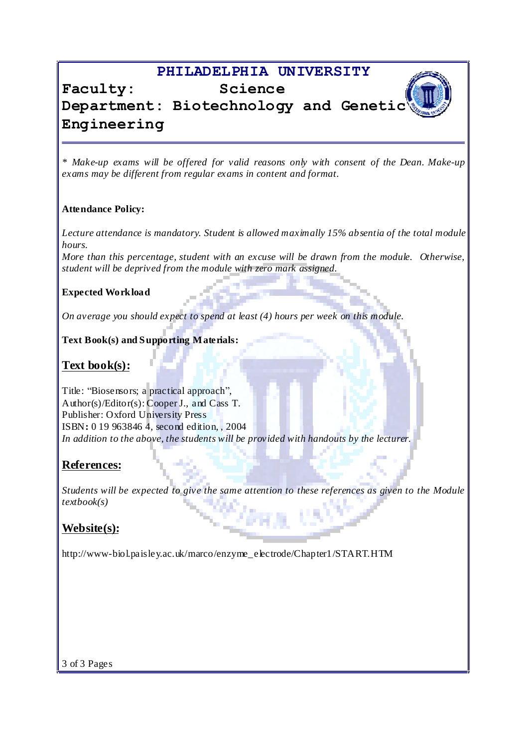# PHILADELPHIA UNIVERSITY

**Faculty: Science**

**Department: Biotechnology and Genetic Engineering**

---

*\* Make-up exams will be offered for valid reasons only with consent of the Dean. Make-up exams may be different from regular exams in content and format.*

**Attendance Policy:**

*Lecture attendance is mandatory. Student is allowed maximally 15% absentia of the total module hours.*
*More than this percentage, student with an excuse will be drawn from the module. Otherwise, student will be deprived from the module with zero mark assigned.*

**Expected Workload**

*On average you should expect to spend at least (4) hours per week on this module.*

**Text Book(s) and Supporting Materials:**

## Text book(s):

Title: "Biosensors; a practical approach",
Author(s)/Editor(s): Cooper J., and Cass T.
Publisher: Oxford University Press
ISBN: 0 19 963846 4, second edition, , 2004
*In addition to the above, the students will be provided with handouts by the lecturer.*

## References:

*Students will be expected to give the same attention to these references as given to the Module textbook(s)*

## Website(s):

http://www-biol.paisley.ac.uk/marco/enzyme_electrode/Chapter1/START.HTM